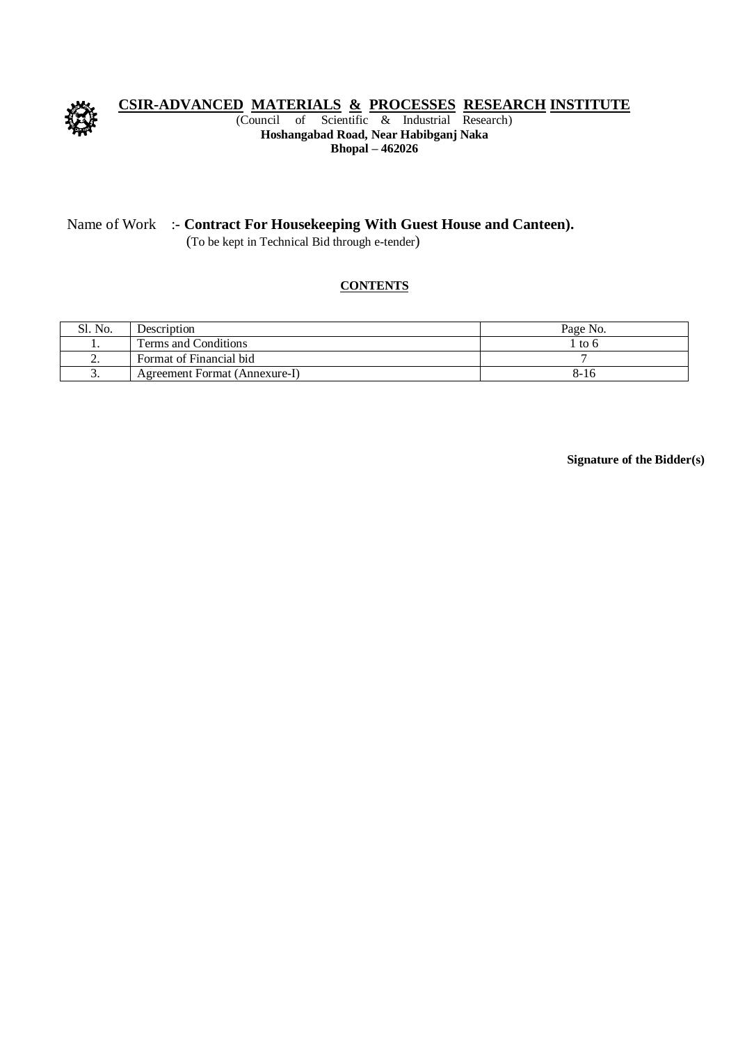# CSIR-ADVANCED MATERIALS & PROCESSES RESEARCH INSTITUTE

(Council of Scientific & Industrial Research)

**Hoshangabad Road, Near Habibganj Naka**

**Bhopal – 462026**

Name of Work :- **Contract For Housekeeping With Guest House and Canteen).**

(To be kept in Technical Bid through e-tender)

**CONTENTS**

| Sl. No. | Description | Page No. |
|---|---|---|
| 1. | Terms and Conditions | 1 to 6 |
| 2. | Format of Financial bid | 7 |
| 3. | Agreement Format (Annexure-I) | 8-16 |

**Signature of the Bidder(s)**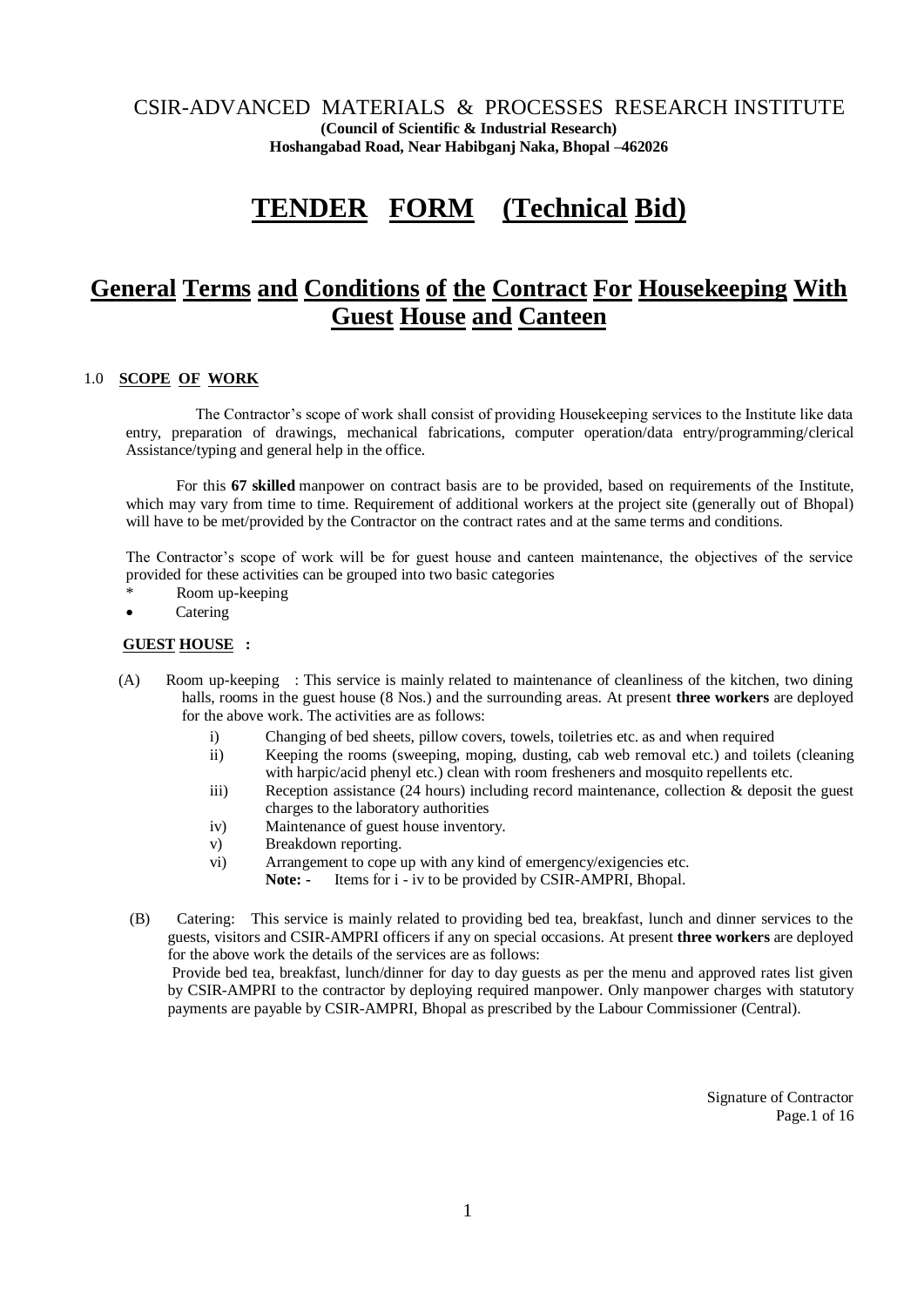CSIR-ADVANCED MATERIALS & PROCESSES RESEARCH INSTITUTE
**(Council of Scientific & Industrial Research)**
**Hoshangabad Road, Near Habibganj Naka, Bhopal –462026**

# TENDER FORM (Technical Bid)

## General Terms and Conditions of the Contract For Housekeeping With Guest House and Canteen

### 1.0 SCOPE OF WORK

The Contractor's scope of work shall consist of providing Housekeeping services to the Institute like data entry, preparation of drawings, mechanical fabrications, computer operation/data entry/programming/clerical Assistance/typing and general help in the office.

For this **67 skilled** manpower on contract basis are to be provided, based on requirements of the Institute, which may vary from time to time. Requirement of additional workers at the project site (generally out of Bhopal) will have to be met/provided by the Contractor on the contract rates and at the same terms and conditions.

The Contractor's scope of work will be for guest house and canteen maintenance, the objectives of the service provided for these activities can be grouped into two basic categories

- Room up-keeping
- Catering

**GUEST HOUSE :**

(A) Room up-keeping : This service is mainly related to maintenance of cleanliness of the kitchen, two dining halls, rooms in the guest house (8 Nos.) and the surrounding areas. At present **three workers** are deployed for the above work. The activities are as follows:

i) Changing of bed sheets, pillow covers, towels, toiletries etc. as and when required

ii) Keeping the rooms (sweeping, moping, dusting, cab web removal etc.) and toilets (cleaning with harpic/acid phenyl etc.) clean with room fresheners and mosquito repellents etc.

iii) Reception assistance (24 hours) including record maintenance, collection & deposit the guest charges to the laboratory authorities

iv) Maintenance of guest house inventory.

v) Breakdown reporting.

vi) Arrangement to cope up with any kind of emergency/exigencies etc.

**Note: -** Items for i - iv to be provided by CSIR-AMPRI, Bhopal.

(B) Catering: This service is mainly related to providing bed tea, breakfast, lunch and dinner services to the guests, visitors and CSIR-AMPRI officers if any on special occasions. At present **three workers** are deployed for the above work the details of the services are as follows:

Provide bed tea, breakfast, lunch/dinner for day to day guests as per the menu and approved rates list given by CSIR-AMPRI to the contractor by deploying required manpower. Only manpower charges with statutory payments are payable by CSIR-AMPRI, Bhopal as prescribed by the Labour Commissioner (Central).

Signature of Contractor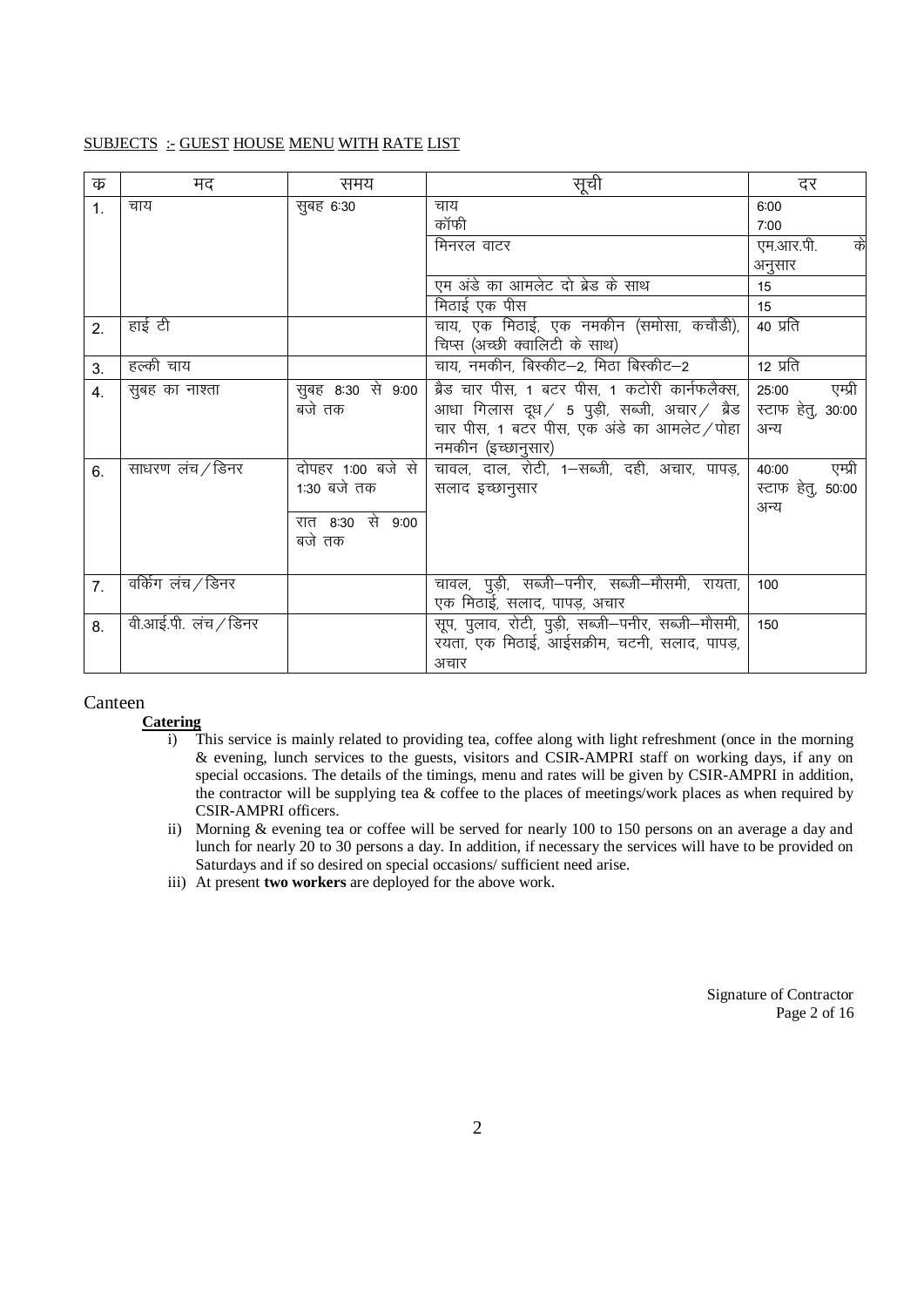SUBJECTS :- GUEST HOUSE MENU WITH RATE LIST

| क्र | मद | समय | सूची | दर |
|---|---|---|---|---|
| 1. | चाय | सुबह 6:30 | चाय<br>कॉफी | 6:00<br>7:00 |
| | | | मिनरल वाटर | एम.आर.पी. के अनुसार |
| | | | एम अंडे का आमलेट दो ब्रेड के साथ | 15 |
| | | | मिठाई एक पीस | 15 |
| 2. | हाई टी | | चाय, एक मिठाई, एक नमकीन (समोसा, कचौडी), चिप्स (अच्छी क्वालिटी के साथ) | 40 प्रति |
| 3. | हल्की चाय | | चाय, नमकीन, बिस्कीट–2, मिठा बिस्कीट–2 | 12 प्रति |
| 4. | सुबह का नाश्ता | सुबह 8:30 से 9:00 बजे तक | ब्रेड चार पीस, 1 बटर पीस, 1 कटोरी कार्नफलैक्स, आधा गिलास दूध / 5 पुड़ी, सब्जी, अचार / ब्रेड चार पीस, 1 बटर पीस, एक अंडे का आमलेट / पोहा नमकीन (इच्छानुसार) | 25:00 एम्प्री स्टाफ हेतु, 30:00 अन्य |
| 6. | साधरण लंच / डिनर | दोपहर 1:00 बजे से 1:30 बजे तक<br>रात 8:30 से 9:00 बजे तक | चावल, दाल, रोटी, 1–सब्जी, दही, अचार, पापड़, सलाद इच्छानुसार | 40:00 एम्प्री स्टाफ हेतु, 50:00 अन्य |
| 7. | वर्किंग लंच / डिनर | | चावल, पुड़ी, सब्जी–पनीर, सब्जी–मौसमी, रायता, एक मिठाई, सलाद, पापड़, अचार | 100 |
| 8. | वी.आई.पी. लंच / डिनर | | सूप, पुलाव, रोटी, पुड़ी, सब्जी–पनीर, सब्जी–मौसमी, रयता, एक मिठाई, आईसक्रीम, चटनी, सलाद, पापड़, अचार | 150 |

Canteen

**Catering**

i) This service is mainly related to providing tea, coffee along with light refreshment (once in the morning & evening, lunch services to the guests, visitors and CSIR-AMPRI staff on working days, if any on special occasions. The details of the timings, menu and rates will be given by CSIR-AMPRI in addition, the contractor will be supplying tea & coffee to the places of meetings/work places as when required by CSIR-AMPRI officers.

ii) Morning & evening tea or coffee will be served for nearly 100 to 150 persons on an average a day and lunch for nearly 20 to 30 persons a day. In addition, if necessary the services will have to be provided on Saturdays and if so desired on special occasions/ sufficient need arise.

iii) At present **two workers** are deployed for the above work.

Signature of Contractor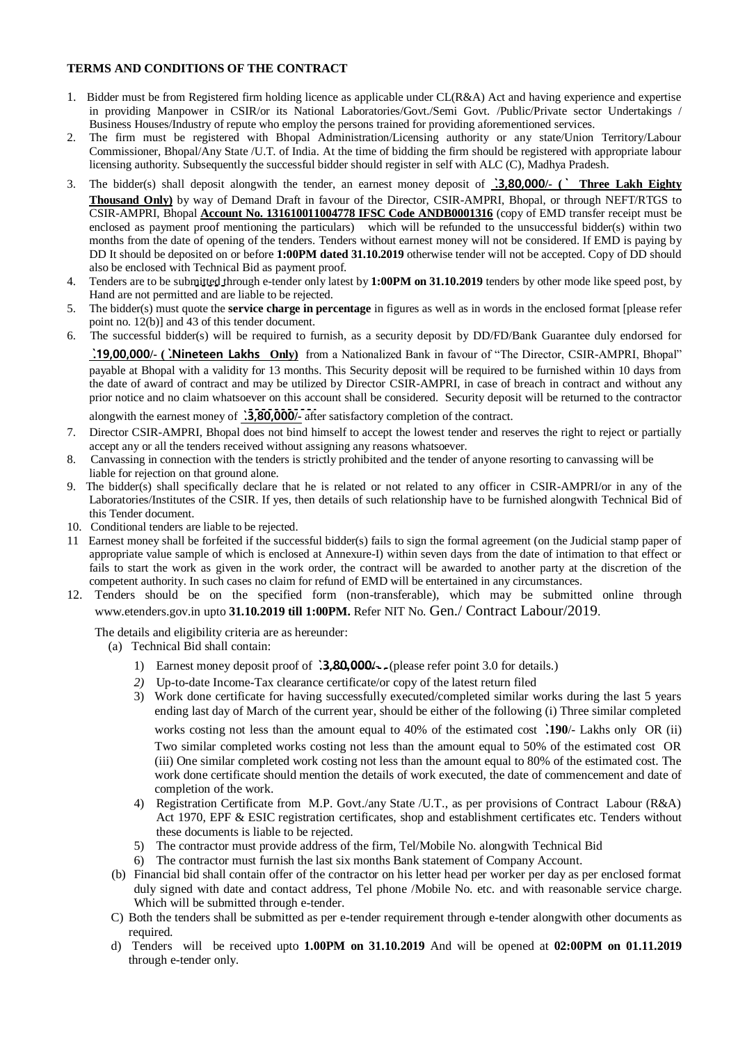**TERMS AND CONDITIONS OF THE CONTRACT**

1. Bidder must be from Registered firm holding licence as applicable under CL(R&A) Act and having experience and expertise in providing Manpower in CSIR/or its National Laboratories/Govt./Semi Govt. /Public/Private sector Undertakings / Business Houses/Industry of repute who employ the persons trained for providing aforementioned services.
2. The firm must be registered with Bhopal Administration/Licensing authority or any state/Union Territory/Labour Commissioner, Bhopal/Any State /U.T. of India. At the time of bidding the firm should be registered with appropriate labour licensing authority. Subsequently the successful bidder should register in self with ALC (C), Madhya Pradesh.
3. The bidder(s) shall deposit alongwith the tender, an earnest money deposit of **`3,80,000/- (` Three Lakh Eighty Thousand Only)** by way of Demand Draft in favour of the Director, CSIR-AMPRI, Bhopal, or through NEFT/RTGS to CSIR-AMPRI, Bhopal **Account No. 131610011004778 IFSC Code ANDB0001316** (copy of EMD transfer receipt must be enclosed as payment proof mentioning the particulars) which will be refunded to the unsuccessful bidder(s) within two months from the date of opening of the tenders. Tenders without earnest money will not be considered. If EMD is paying by DD It should be deposited on or before **1:00PM dated 31.10.2019** otherwise tender will not be accepted. Copy of DD should also be enclosed with Technical Bid as payment proof.
4. Tenders are to be submitted through e-tender only latest by **1:00PM on 31.10.2019** tenders by other mode like speed post, by Hand are not permitted and are liable to be rejected.
5. The bidder(s) must quote the **service charge in percentage** in figures as well as in words in the enclosed format [please refer point no. 12(b)] and 43 of this tender document.
6. The successful bidder(s) will be required to furnish, as a security deposit by DD/FD/Bank Guarantee duly endorsed for **`19,00,000/- (`Nineteen Lakhs Only)** from a Nationalized Bank in favour of "The Director, CSIR-AMPRI, Bhopal" payable at Bhopal with a validity for 13 months. This Security deposit will be required to be furnished within 10 days from the date of award of contract and may be utilized by Director CSIR-AMPRI, in case of breach in contract and without any prior notice and no claim whatsoever on this account shall be considered. Security deposit will be returned to the contractor alongwith the earnest money of **`3,80,000/-** after satisfactory completion of the contract.
7. Director CSIR-AMPRI, Bhopal does not bind himself to accept the lowest tender and reserves the right to reject or partially accept any or all the tenders received without assigning any reasons whatsoever.
8. Canvassing in connection with the tenders is strictly prohibited and the tender of anyone resorting to canvassing will be liable for rejection on that ground alone.
9. The bidder(s) shall specifically declare that he is related or not related to any officer in CSIR-AMPRI/or in any of the Laboratories/Institutes of the CSIR. If yes, then details of such relationship have to be furnished alongwith Technical Bid of this Tender document.
10. Conditional tenders are liable to be rejected.
11. Earnest money shall be forfeited if the successful bidder(s) fails to sign the formal agreement (on the Judicial stamp paper of appropriate value sample of which is enclosed at Annexure-I) within seven days from the date of intimation to that effect or fails to start the work as given in the work order, the contract will be awarded to another party at the discretion of the competent authority. In such cases no claim for refund of EMD will be entertained in any circumstances.
12. Tenders should be on the specified form (non-transferable), which may be submitted online through www.etenders.gov.in upto **31.10.2019 till 1:00PM.** Refer NIT No. Gen./ Contract Labour/2019.

The details and eligibility criteria are as hereunder:

(a) Technical Bid shall contain:

1) Earnest money deposit proof of **`3,80,000/-** (please refer point 3.0 for details.)
2) Up-to-date Income-Tax clearance certificate/or copy of the latest return filed
3) Work done certificate for having successfully executed/completed similar works during the last 5 years ending last day of March of the current year, should be either of the following (i) Three similar completed works costing not less than the amount equal to 40% of the estimated cost **`190**/- Lakhs only OR (ii) Two similar completed works costing not less than the amount equal to 50% of the estimated cost OR (iii) One similar completed work costing not less than the amount equal to 80% of the estimated cost. The work done certificate should mention the details of work executed, the date of commencement and date of completion of the work.
4) Registration Certificate from M.P. Govt./any State /U.T., as per provisions of Contract Labour (R&A) Act 1970, EPF & ESIC registration certificates, shop and establishment certificates etc. Tenders without these documents is liable to be rejected.
5) The contractor must provide address of the firm, Tel/Mobile No. alongwith Technical Bid
6) The contractor must furnish the last six months Bank statement of Company Account.

(b) Financial bid shall contain offer of the contractor on his letter head per worker per day as per enclosed format duly signed with date and contact address, Tel phone /Mobile No. etc. and with reasonable service charge. Which will be submitted through e-tender.

C) Both the tenders shall be submitted as per e-tender requirement through e-tender alongwith other documents as required.

d) Tenders will be received upto **1.00PM on 31.10.2019** And will be opened at **02:00PM on 01.11.2019** through e-tender only.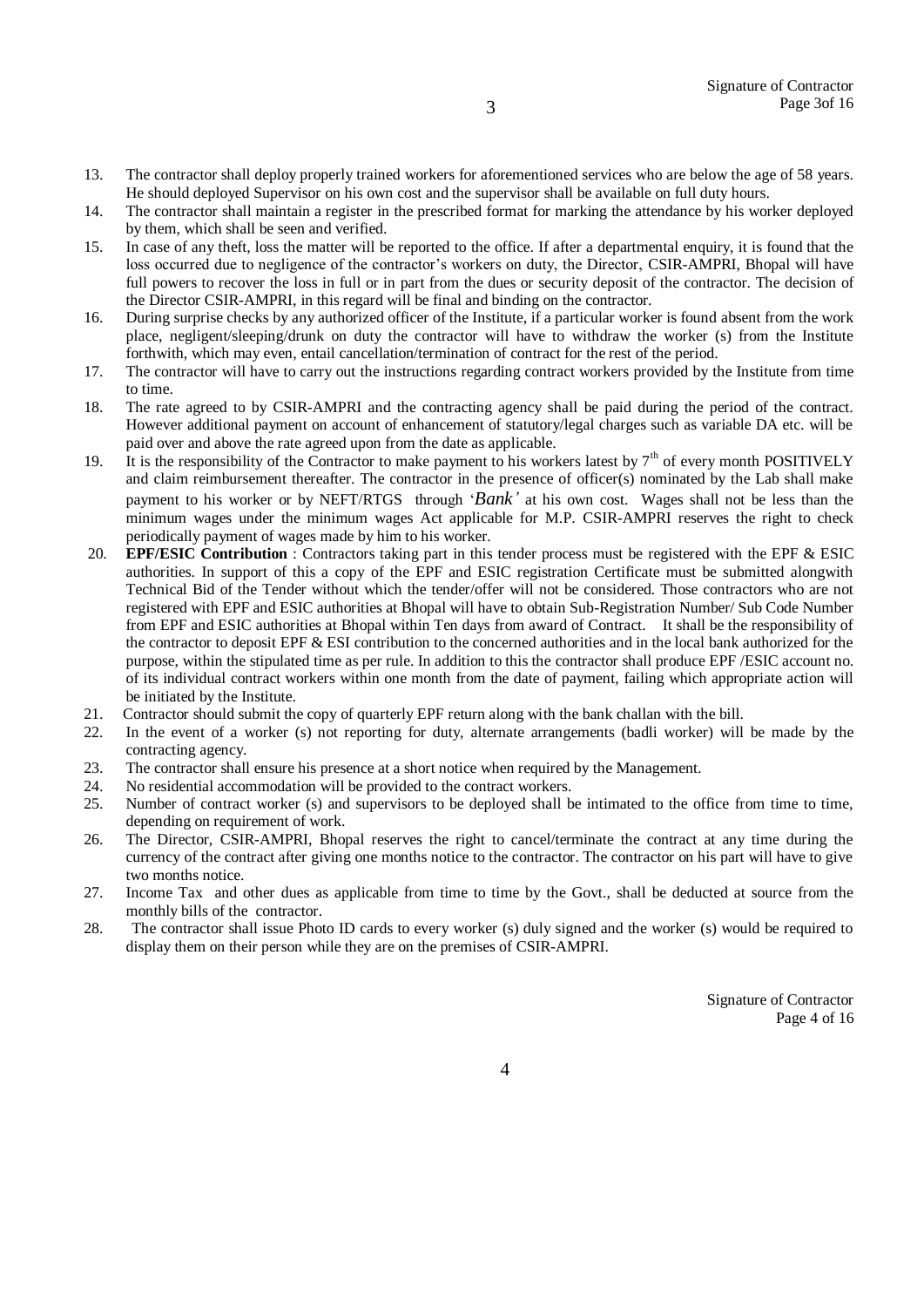13. The contractor shall deploy properly trained workers for aforementioned services who are below the age of 58 years. He should deployed Supervisor on his own cost and the supervisor shall be available on full duty hours.
14. The contractor shall maintain a register in the prescribed format for marking the attendance by his worker deployed by them, which shall be seen and verified.
15. In case of any theft, loss the matter will be reported to the office. If after a departmental enquiry, it is found that the loss occurred due to negligence of the contractor's workers on duty, the Director, CSIR-AMPRI, Bhopal will have full powers to recover the loss in full or in part from the dues or security deposit of the contractor. The decision of the Director CSIR-AMPRI, in this regard will be final and binding on the contractor.
16. During surprise checks by any authorized officer of the Institute, if a particular worker is found absent from the work place, negligent/sleeping/drunk on duty the contractor will have to withdraw the worker (s) from the Institute forthwith, which may even, entail cancellation/termination of contract for the rest of the period.
17. The contractor will have to carry out the instructions regarding contract workers provided by the Institute from time to time.
18. The rate agreed to by CSIR-AMPRI and the contracting agency shall be paid during the period of the contract. However additional payment on account of enhancement of statutory/legal charges such as variable DA etc. will be paid over and above the rate agreed upon from the date as applicable.
19. It is the responsibility of the Contractor to make payment to his workers latest by 7th of every month POSITIVELY and claim reimbursement thereafter. The contractor in the presence of officer(s) nominated by the Lab shall make payment to his worker or by NEFT/RTGS through '*Bank'* at his own cost. Wages shall not be less than the minimum wages under the minimum wages Act applicable for M.P. CSIR-AMPRI reserves the right to check periodically payment of wages made by him to his worker.
20. **EPF/ESIC Contribution** : Contractors taking part in this tender process must be registered with the EPF & ESIC authorities. In support of this a copy of the EPF and ESIC registration Certificate must be submitted alongwith Technical Bid of the Tender without which the tender/offer will not be considered. Those contractors who are not registered with EPF and ESIC authorities at Bhopal will have to obtain Sub-Registration Number/ Sub Code Number from EPF and ESIC authorities at Bhopal within Ten days from award of Contract. It shall be the responsibility of the contractor to deposit EPF & ESI contribution to the concerned authorities and in the local bank authorized for the purpose, within the stipulated time as per rule. In addition to this the contractor shall produce EPF /ESIC account no. of its individual contract workers within one month from the date of payment, failing which appropriate action will be initiated by the Institute.
21. Contractor should submit the copy of quarterly EPF return along with the bank challan with the bill.
22. In the event of a worker (s) not reporting for duty, alternate arrangements (badli worker) will be made by the contracting agency.
23. The contractor shall ensure his presence at a short notice when required by the Management.
24. No residential accommodation will be provided to the contract workers.
25. Number of contract worker (s) and supervisors to be deployed shall be intimated to the office from time to time, depending on requirement of work.
26. The Director, CSIR-AMPRI, Bhopal reserves the right to cancel/terminate the contract at any time during the currency of the contract after giving one months notice to the contractor. The contractor on his part will have to give two months notice.
27. Income Tax and other dues as applicable from time to time by the Govt., shall be deducted at source from the monthly bills of the contractor.
28. The contractor shall issue Photo ID cards to every worker (s) duly signed and the worker (s) would be required to display them on their person while they are on the premises of CSIR-AMPRI.

Signature of Contractor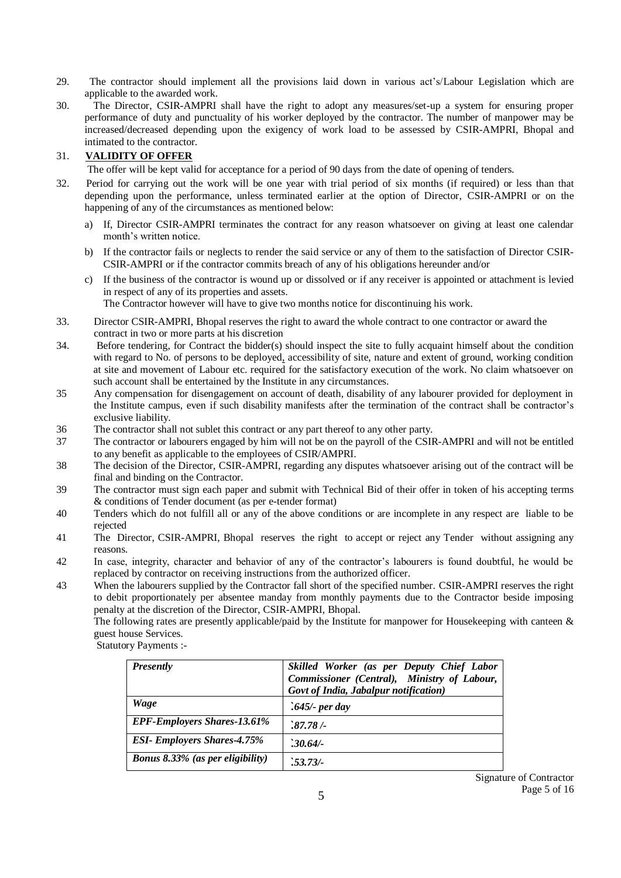29. The contractor should implement all the provisions laid down in various act's/Labour Legislation which are applicable to the awarded work.

30. The Director, CSIR-AMPRI shall have the right to adopt any measures/set-up a system for ensuring proper performance of duty and punctuality of his worker deployed by the contractor. The number of manpower may be increased/decreased depending upon the exigency of work load to be assessed by CSIR-AMPRI, Bhopal and intimated to the contractor.

31. **VALIDITY OF OFFER**

The offer will be kept valid for acceptance for a period of 90 days from the date of opening of tenders.

32. Period for carrying out the work will be one year with trial period of six months (if required) or less than that depending upon the performance, unless terminated earlier at the option of Director, CSIR-AMPRI or on the happening of any of the circumstances as mentioned below:

   a) If, Director CSIR-AMPRI terminates the contract for any reason whatsoever on giving at least one calendar month's written notice.

   b) If the contractor fails or neglects to render the said service or any of them to the satisfaction of Director CSIR-CSIR-AMPRI or if the contractor commits breach of any of his obligations hereunder and/or

   c) If the business of the contractor is wound up or dissolved or if any receiver is appointed or attachment is levied in respect of any of its properties and assets.

   The Contractor however will have to give two months notice for discontinuing his work.

33. Director CSIR-AMPRI, Bhopal reserves the right to award the whole contract to one contractor or award the contract in two or more parts at his discretion

34. Before tendering, for Contract the bidder(s) should inspect the site to fully acquaint himself about the condition with regard to No. of persons to be deployed, accessibility of site, nature and extent of ground, working condition at site and movement of Labour etc. required for the satisfactory execution of the work. No claim whatsoever on such account shall be entertained by the Institute in any circumstances.

35 Any compensation for disengagement on account of death, disability of any labourer provided for deployment in the Institute campus, even if such disability manifests after the termination of the contract shall be contractor's exclusive liability.

36 The contractor shall not sublet this contract or any part thereof to any other party.

37 The contractor or labourers engaged by him will not be on the payroll of the CSIR-AMPRI and will not be entitled to any benefit as applicable to the employees of CSIR/AMPRI.

38 The decision of the Director, CSIR-AMPRI, regarding any disputes whatsoever arising out of the contract will be final and binding on the Contractor.

39 The contractor must sign each paper and submit with Technical Bid of their offer in token of his accepting terms & conditions of Tender document (as per e-tender format)

40 Tenders which do not fulfill all or any of the above conditions or are incomplete in any respect are liable to be rejected

41 The Director, CSIR-AMPRI, Bhopal reserves the right to accept or reject any Tender without assigning any reasons.

42 In case, integrity, character and behavior of any of the contractor's labourers is found doubtful, he would be replaced by contractor on receiving instructions from the authorized officer.

43 When the labourers supplied by the Contractor fall short of the specified number. CSIR-AMPRI reserves the right to debit proportionately per absentee manday from monthly payments due to the Contractor beside imposing penalty at the discretion of the Director, CSIR-AMPRI, Bhopal.

The following rates are presently applicable/paid by the Institute for manpower for Housekeeping with canteen & guest house Services.

Statutory Payments :-

| *Presently* | *Skilled Worker (as per Deputy Chief Labor Commissioner (Central), Ministry of Labour, Govt of India, Jabalpur notification)* |
|---|---|
| *Wage* | *`645/- per day* |
| *EPF-Employers Shares-13.61%* | *`87.78 /-* |
| *ESI- Employers Shares-4.75%* | *`30.64/-* |
| *Bonus 8.33% (as per eligibility)* | *`53.73/-* |

Signature of Contractor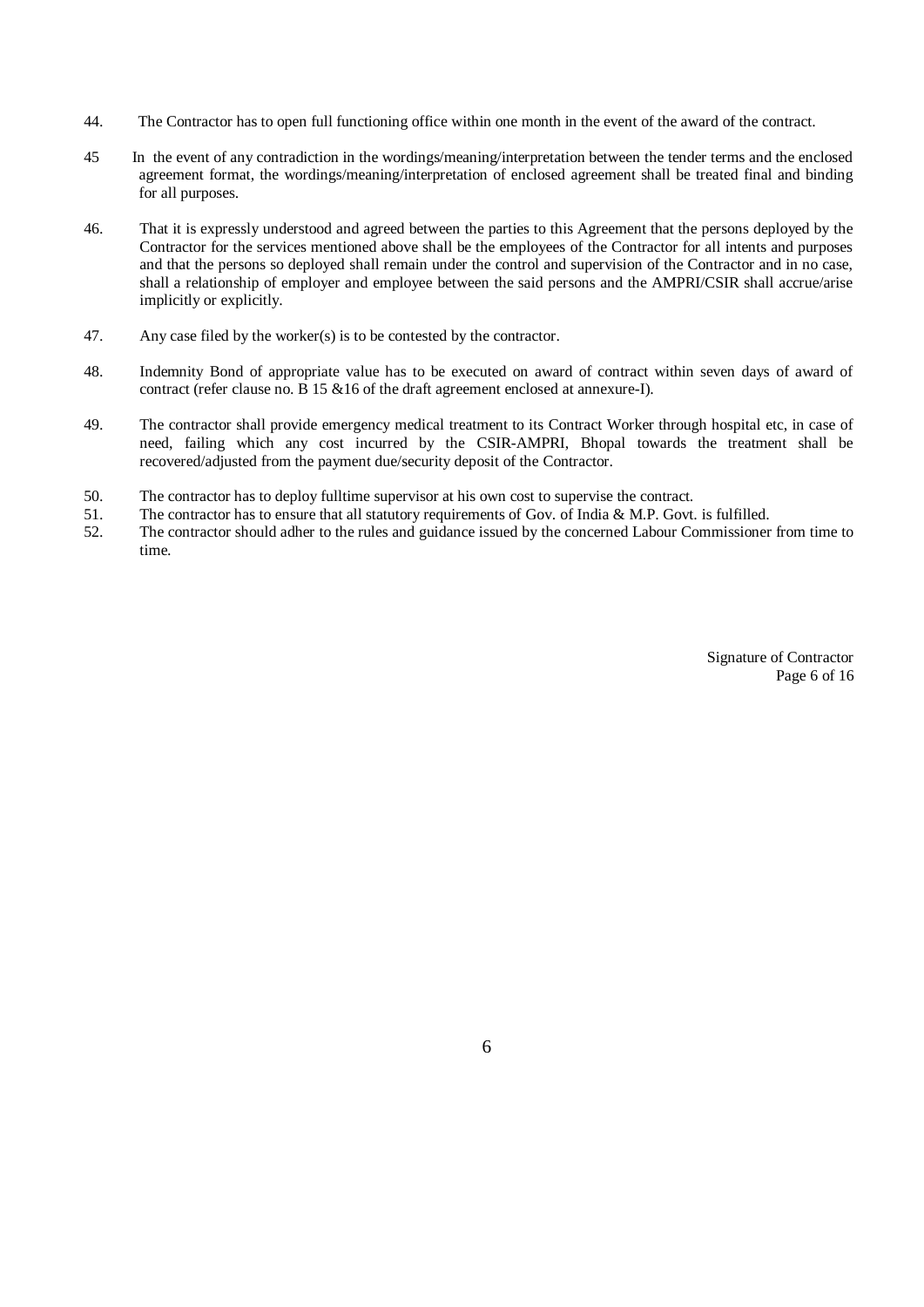44. The Contractor has to open full functioning office within one month in the event of the award of the contract.

45 In the event of any contradiction in the wordings/meaning/interpretation between the tender terms and the enclosed agreement format, the wordings/meaning/interpretation of enclosed agreement shall be treated final and binding for all purposes.

46. That it is expressly understood and agreed between the parties to this Agreement that the persons deployed by the Contractor for the services mentioned above shall be the employees of the Contractor for all intents and purposes and that the persons so deployed shall remain under the control and supervision of the Contractor and in no case, shall a relationship of employer and employee between the said persons and the AMPRI/CSIR shall accrue/arise implicitly or explicitly.

47. Any case filed by the worker(s) is to be contested by the contractor.

48. Indemnity Bond of appropriate value has to be executed on award of contract within seven days of award of contract (refer clause no. B 15 &16 of the draft agreement enclosed at annexure-I).

49. The contractor shall provide emergency medical treatment to its Contract Worker through hospital etc, in case of need, failing which any cost incurred by the CSIR-AMPRI, Bhopal towards the treatment shall be recovered/adjusted from the payment due/security deposit of the Contractor.

50. The contractor has to deploy fulltime supervisor at his own cost to supervise the contract.

51. The contractor has to ensure that all statutory requirements of Gov. of India & M.P. Govt. is fulfilled.

52. The contractor should adher to the rules and guidance issued by the concerned Labour Commissioner from time to time.

Signature of Contractor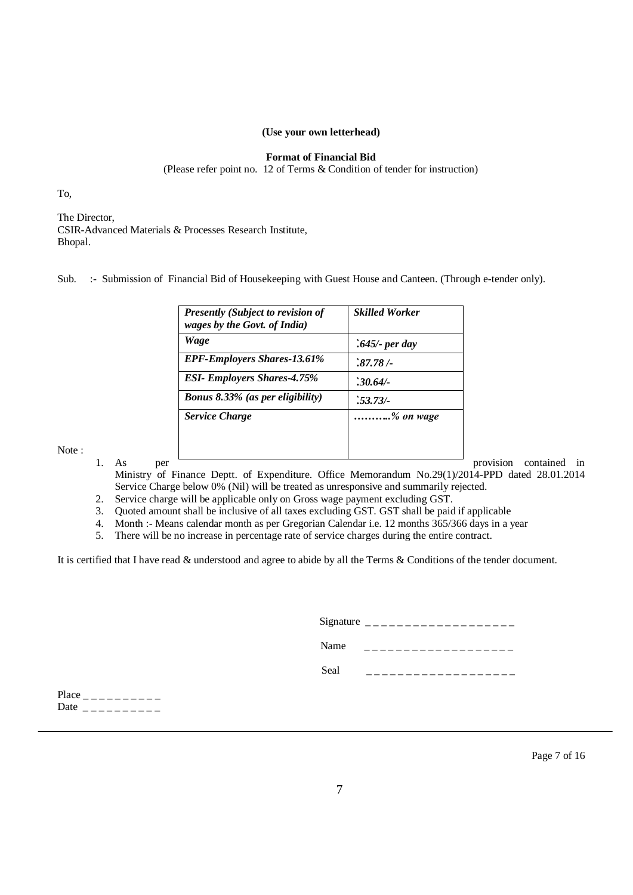**(Use your own letterhead)**

**Format of Financial Bid**

(Please refer point no. 12 of Terms & Condition of tender for instruction)

To,

The Director,
CSIR-Advanced Materials & Processes Research Institute,
Bhopal.

Sub. :- Submission of Financial Bid of Housekeeping with Guest House and Canteen. (Through e-tender only).

| ***Presently (Subject to revision of wages by the Govt. of India)*** | ***Skilled Worker*** |
|---|---|
| ***Wage*** | ***`645/- per day*** |
| ***EPF-Employers Shares-13.61%*** | ***`87.78 /-*** |
| ***ESI- Employers Shares-4.75%*** | ***`30.64/-*** |
| ***Bonus 8.33% (as per eligibility)*** | ***`53.73/-*** |
| ***Service Charge*** | ***………..% on wage*** |

Note :

1. As per provision contained in Ministry of Finance Deptt. of Expenditure. Office Memorandum No.29(1)/2014-PPD dated 28.01.2014 Service Charge below 0% (Nil) will be treated as unresponsive and summarily rejected.
2. Service charge will be applicable only on Gross wage payment excluding GST.
3. Quoted amount shall be inclusive of all taxes excluding GST. GST shall be paid if applicable
4. Month :- Means calendar month as per Gregorian Calendar i.e. 12 months 365/366 days in a year
5. There will be no increase in percentage rate of service charges during the entire contract.

It is certified that I have read & understood and agree to abide by all the Terms & Conditions of the tender document.

Signature _ _ _ _ _ _ _ _ _ _ _ _ _ _ _ _ _ _ _

Name _ _ _ _ _ _ _ _ _ _ _ _ _ _ _ _ _ _ _

Seal _ _ _ _ _ _ _ _ _ _ _ _ _ _ _ _ _ _ _

Place _ _ _ _ _ _ _ _ _ _

Date _ _ _ _ _ _ _ _ _ _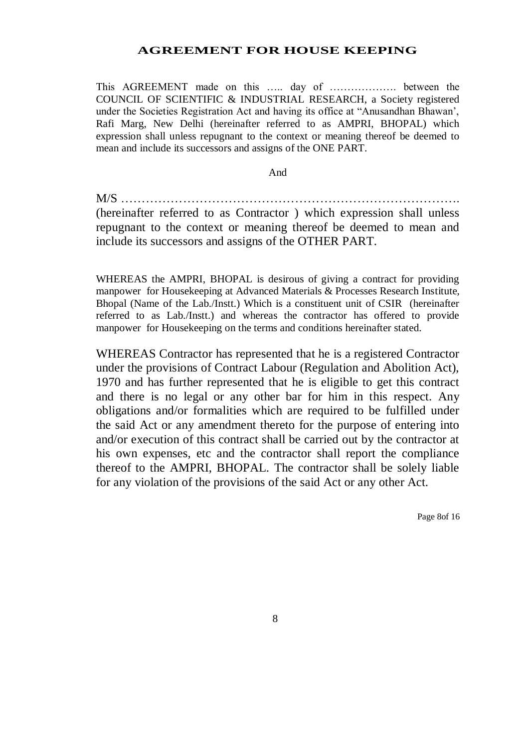# AGREEMENT FOR HOUSE KEEPING

This AGREEMENT made on this ….. day of ………………. between the COUNCIL OF SCIENTIFIC & INDUSTRIAL RESEARCH, a Society registered under the Societies Registration Act and having its office at "Anusandhan Bhawan', Rafi Marg, New Delhi (hereinafter referred to as AMPRI, BHOPAL) which expression shall unless repugnant to the context or meaning thereof be deemed to mean and include its successors and assigns of the ONE PART.

And

M/S ………………………………………………………………………. (hereinafter referred to as Contractor ) which expression shall unless repugnant to the context or meaning thereof be deemed to mean and include its successors and assigns of the OTHER PART.

WHEREAS the AMPRI, BHOPAL is desirous of giving a contract for providing manpower for Housekeeping at Advanced Materials & Processes Research Institute, Bhopal (Name of the Lab./Instt.) Which is a constituent unit of CSIR (hereinafter referred to as Lab./Instt.) and whereas the contractor has offered to provide manpower for Housekeeping on the terms and conditions hereinafter stated.

WHEREAS Contractor has represented that he is a registered Contractor under the provisions of Contract Labour (Regulation and Abolition Act), 1970 and has further represented that he is eligible to get this contract and there is no legal or any other bar for him in this respect. Any obligations and/or formalities which are required to be fulfilled under the said Act or any amendment thereto for the purpose of entering into and/or execution of this contract shall be carried out by the contractor at his own expenses, etc and the contractor shall report the compliance thereof to the AMPRI, BHOPAL. The contractor shall be solely liable for any violation of the provisions of the said Act or any other Act.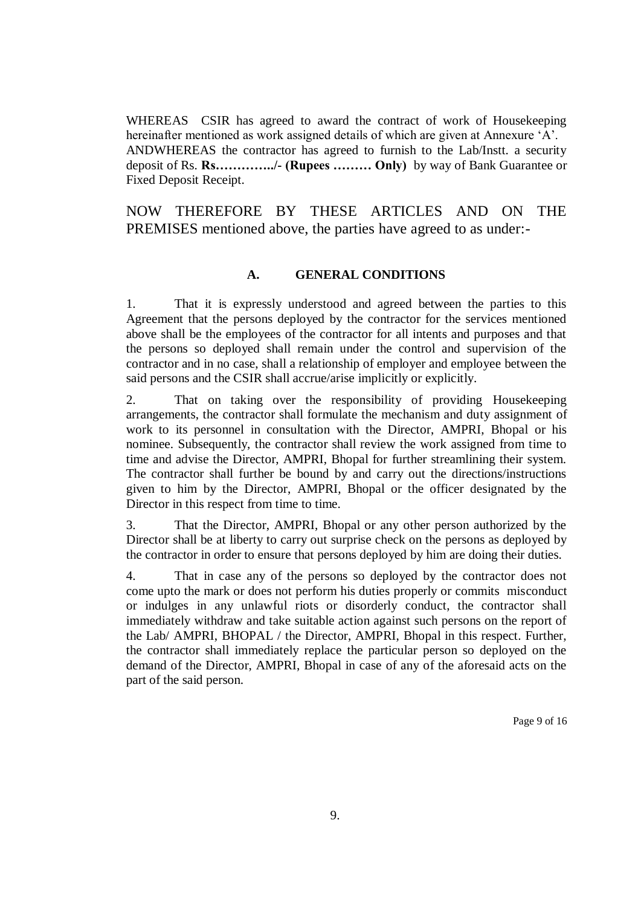WHEREAS CSIR has agreed to award the contract of work of Housekeeping hereinafter mentioned as work assigned details of which are given at Annexure 'A'.
ANDWHEREAS the contractor has agreed to furnish to the Lab/Instt. a security deposit of Rs. **Rs…………../- (Rupees ……… Only)** by way of Bank Guarantee or Fixed Deposit Receipt.

NOW THEREFORE BY THESE ARTICLES AND ON THE PREMISES mentioned above, the parties have agreed to as under:-

### A. GENERAL CONDITIONS

1. That it is expressly understood and agreed between the parties to this Agreement that the persons deployed by the contractor for the services mentioned above shall be the employees of the contractor for all intents and purposes and that the persons so deployed shall remain under the control and supervision of the contractor and in no case, shall a relationship of employer and employee between the said persons and the CSIR shall accrue/arise implicitly or explicitly.

2. That on taking over the responsibility of providing Housekeeping arrangements, the contractor shall formulate the mechanism and duty assignment of work to its personnel in consultation with the Director, AMPRI, Bhopal or his nominee. Subsequently, the contractor shall review the work assigned from time to time and advise the Director, AMPRI, Bhopal for further streamlining their system. The contractor shall further be bound by and carry out the directions/instructions given to him by the Director, AMPRI, Bhopal or the officer designated by the Director in this respect from time to time.

3. That the Director, AMPRI, Bhopal or any other person authorized by the Director shall be at liberty to carry out surprise check on the persons as deployed by the contractor in order to ensure that persons deployed by him are doing their duties.

4. That in case any of the persons so deployed by the contractor does not come upto the mark or does not perform his duties properly or commits misconduct or indulges in any unlawful riots or disorderly conduct, the contractor shall immediately withdraw and take suitable action against such persons on the report of the Lab/ AMPRI, BHOPAL / the Director, AMPRI, Bhopal in this respect. Further, the contractor shall immediately replace the particular person so deployed on the demand of the Director, AMPRI, Bhopal in case of any of the aforesaid acts on the part of the said person.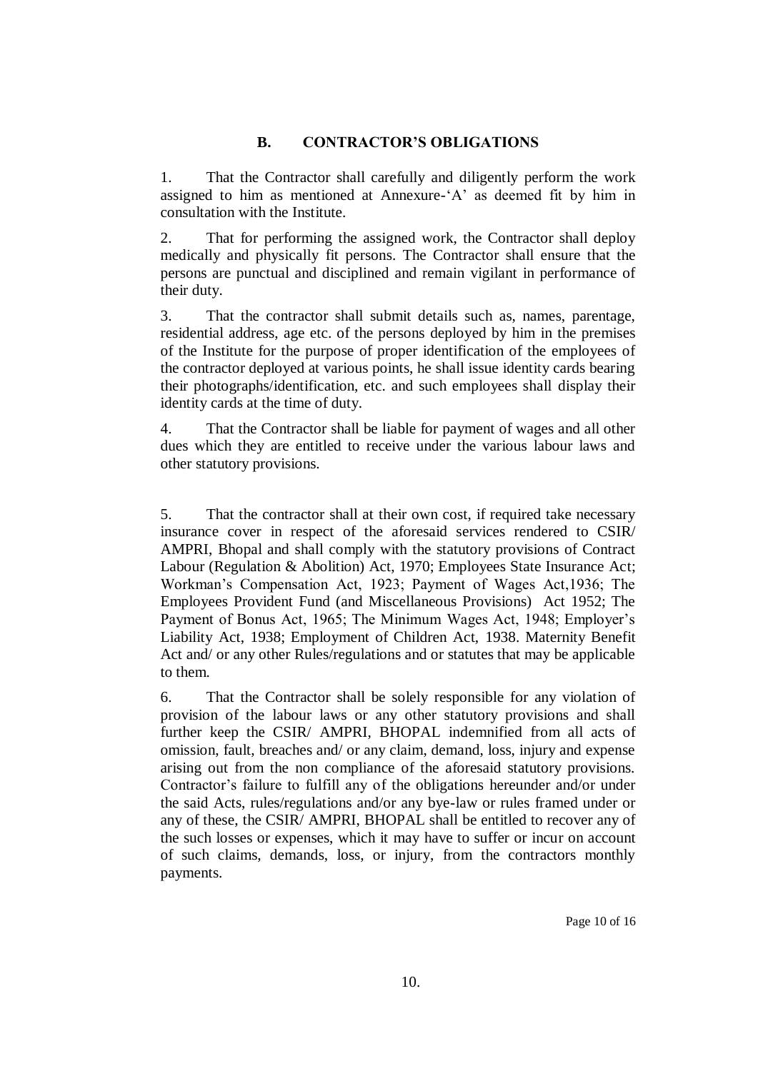## B. CONTRACTOR'S OBLIGATIONS

1. That the Contractor shall carefully and diligently perform the work assigned to him as mentioned at Annexure-'A' as deemed fit by him in consultation with the Institute.

2. That for performing the assigned work, the Contractor shall deploy medically and physically fit persons. The Contractor shall ensure that the persons are punctual and disciplined and remain vigilant in performance of their duty.

3. That the contractor shall submit details such as, names, parentage, residential address, age etc. of the persons deployed by him in the premises of the Institute for the purpose of proper identification of the employees of the contractor deployed at various points, he shall issue identity cards bearing their photographs/identification, etc. and such employees shall display their identity cards at the time of duty.

4. That the Contractor shall be liable for payment of wages and all other dues which they are entitled to receive under the various labour laws and other statutory provisions.

5. That the contractor shall at their own cost, if required take necessary insurance cover in respect of the aforesaid services rendered to CSIR/ AMPRI, Bhopal and shall comply with the statutory provisions of Contract Labour (Regulation & Abolition) Act, 1970; Employees State Insurance Act; Workman's Compensation Act, 1923; Payment of Wages Act,1936; The Employees Provident Fund (and Miscellaneous Provisions) Act 1952; The Payment of Bonus Act, 1965; The Minimum Wages Act, 1948; Employer's Liability Act, 1938; Employment of Children Act, 1938. Maternity Benefit Act and/ or any other Rules/regulations and or statutes that may be applicable to them.

6. That the Contractor shall be solely responsible for any violation of provision of the labour laws or any other statutory provisions and shall further keep the CSIR/ AMPRI, BHOPAL indemnified from all acts of omission, fault, breaches and/ or any claim, demand, loss, injury and expense arising out from the non compliance of the aforesaid statutory provisions. Contractor's failure to fulfill any of the obligations hereunder and/or under the said Acts, rules/regulations and/or any bye-law or rules framed under or any of these, the CSIR/ AMPRI, BHOPAL shall be entitled to recover any of the such losses or expenses, which it may have to suffer or incur on account of such claims, demands, loss, or injury, from the contractors monthly payments.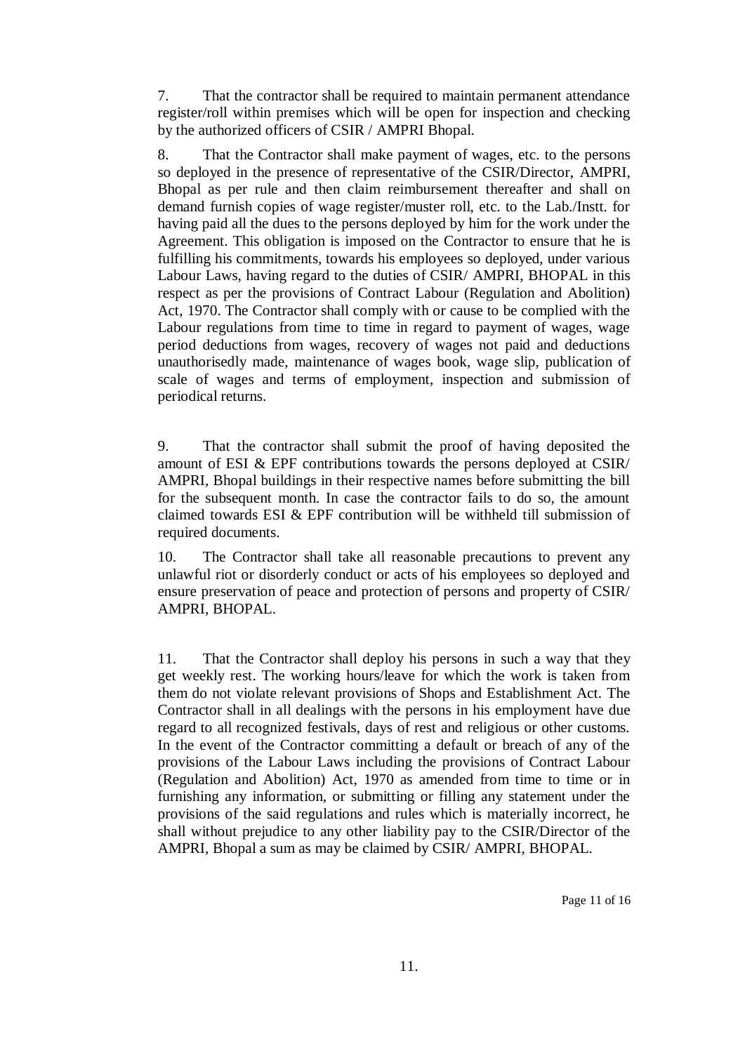7. That the contractor shall be required to maintain permanent attendance register/roll within premises which will be open for inspection and checking by the authorized officers of CSIR / AMPRI Bhopal.

8. That the Contractor shall make payment of wages, etc. to the persons so deployed in the presence of representative of the CSIR/Director, AMPRI, Bhopal as per rule and then claim reimbursement thereafter and shall on demand furnish copies of wage register/muster roll, etc. to the Lab./Instt. for having paid all the dues to the persons deployed by him for the work under the Agreement. This obligation is imposed on the Contractor to ensure that he is fulfilling his commitments, towards his employees so deployed, under various Labour Laws, having regard to the duties of CSIR/ AMPRI, BHOPAL in this respect as per the provisions of Contract Labour (Regulation and Abolition) Act, 1970. The Contractor shall comply with or cause to be complied with the Labour regulations from time to time in regard to payment of wages, wage period deductions from wages, recovery of wages not paid and deductions unauthorisedly made, maintenance of wages book, wage slip, publication of scale of wages and terms of employment, inspection and submission of periodical returns.

9. That the contractor shall submit the proof of having deposited the amount of ESI & EPF contributions towards the persons deployed at CSIR/ AMPRI, Bhopal buildings in their respective names before submitting the bill for the subsequent month. In case the contractor fails to do so, the amount claimed towards ESI & EPF contribution will be withheld till submission of required documents.

10. The Contractor shall take all reasonable precautions to prevent any unlawful riot or disorderly conduct or acts of his employees so deployed and ensure preservation of peace and protection of persons and property of CSIR/ AMPRI, BHOPAL.

11. That the Contractor shall deploy his persons in such a way that they get weekly rest. The working hours/leave for which the work is taken from them do not violate relevant provisions of Shops and Establishment Act. The Contractor shall in all dealings with the persons in his employment have due regard to all recognized festivals, days of rest and religious or other customs. In the event of the Contractor committing a default or breach of any of the provisions of the Labour Laws including the provisions of Contract Labour (Regulation and Abolition) Act, 1970 as amended from time to time or in furnishing any information, or submitting or filling any statement under the provisions of the said regulations and rules which is materially incorrect, he shall without prejudice to any other liability pay to the CSIR/Director of the AMPRI, Bhopal a sum as may be claimed by CSIR/ AMPRI, BHOPAL.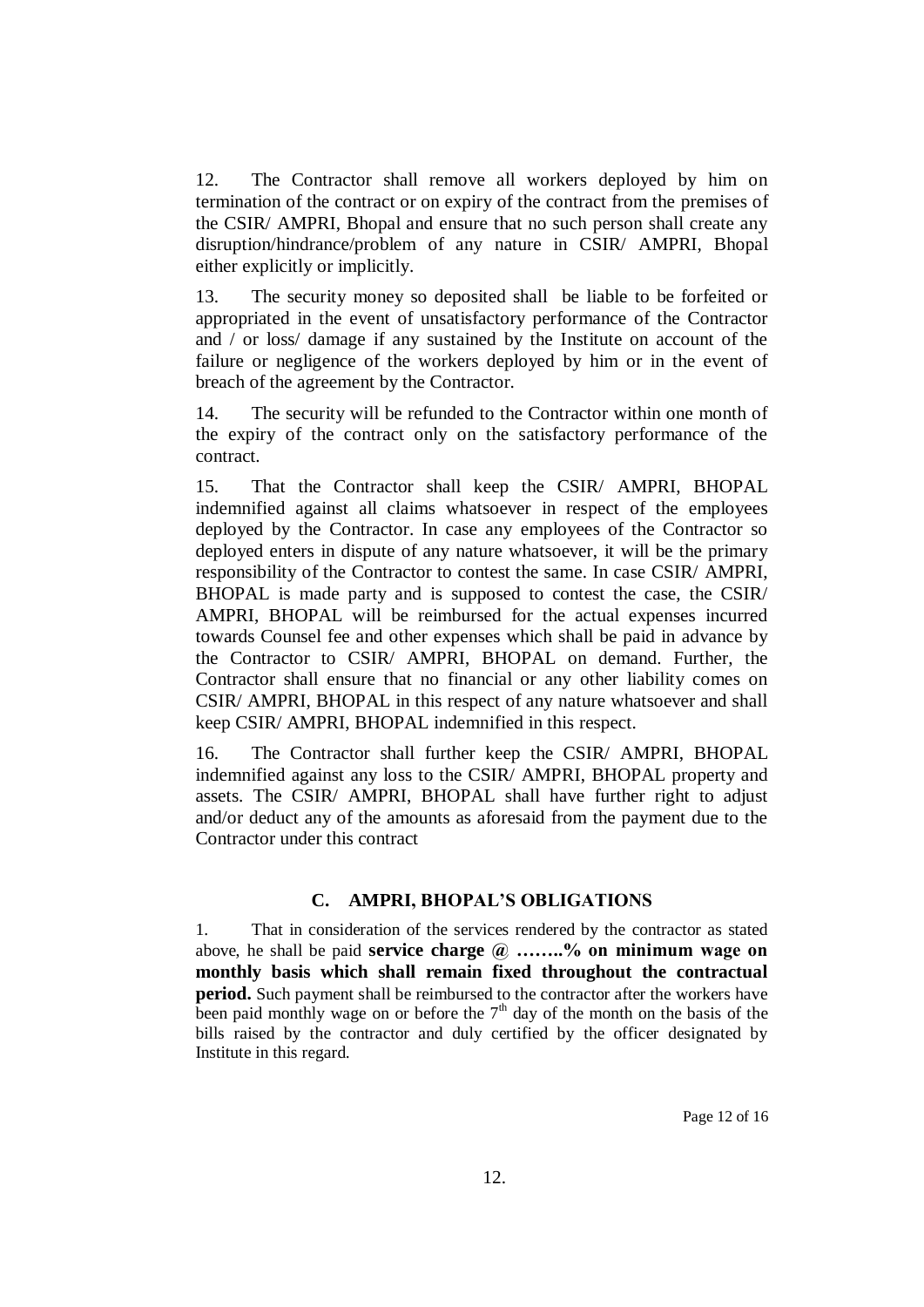12. The Contractor shall remove all workers deployed by him on termination of the contract or on expiry of the contract from the premises of the CSIR/ AMPRI, Bhopal and ensure that no such person shall create any disruption/hindrance/problem of any nature in CSIR/ AMPRI, Bhopal either explicitly or implicitly.

13. The security money so deposited shall be liable to be forfeited or appropriated in the event of unsatisfactory performance of the Contractor and / or loss/ damage if any sustained by the Institute on account of the failure or negligence of the workers deployed by him or in the event of breach of the agreement by the Contractor.

14. The security will be refunded to the Contractor within one month of the expiry of the contract only on the satisfactory performance of the contract.

15. That the Contractor shall keep the CSIR/ AMPRI, BHOPAL indemnified against all claims whatsoever in respect of the employees deployed by the Contractor. In case any employees of the Contractor so deployed enters in dispute of any nature whatsoever, it will be the primary responsibility of the Contractor to contest the same. In case CSIR/ AMPRI, BHOPAL is made party and is supposed to contest the case, the CSIR/ AMPRI, BHOPAL will be reimbursed for the actual expenses incurred towards Counsel fee and other expenses which shall be paid in advance by the Contractor to CSIR/ AMPRI, BHOPAL on demand. Further, the Contractor shall ensure that no financial or any other liability comes on CSIR/ AMPRI, BHOPAL in this respect of any nature whatsoever and shall keep CSIR/ AMPRI, BHOPAL indemnified in this respect.

16. The Contractor shall further keep the CSIR/ AMPRI, BHOPAL indemnified against any loss to the CSIR/ AMPRI, BHOPAL property and assets. The CSIR/ AMPRI, BHOPAL shall have further right to adjust and/or deduct any of the amounts as aforesaid from the payment due to the Contractor under this contract

### C. AMPRI, BHOPAL'S OBLIGATIONS

1. That in consideration of the services rendered by the contractor as stated above, he shall be paid **service charge @ ……..% on minimum wage on monthly basis which shall remain fixed throughout the contractual period.** Such payment shall be reimbursed to the contractor after the workers have been paid monthly wage on or before the 7th day of the month on the basis of the bills raised by the contractor and duly certified by the officer designated by Institute in this regard.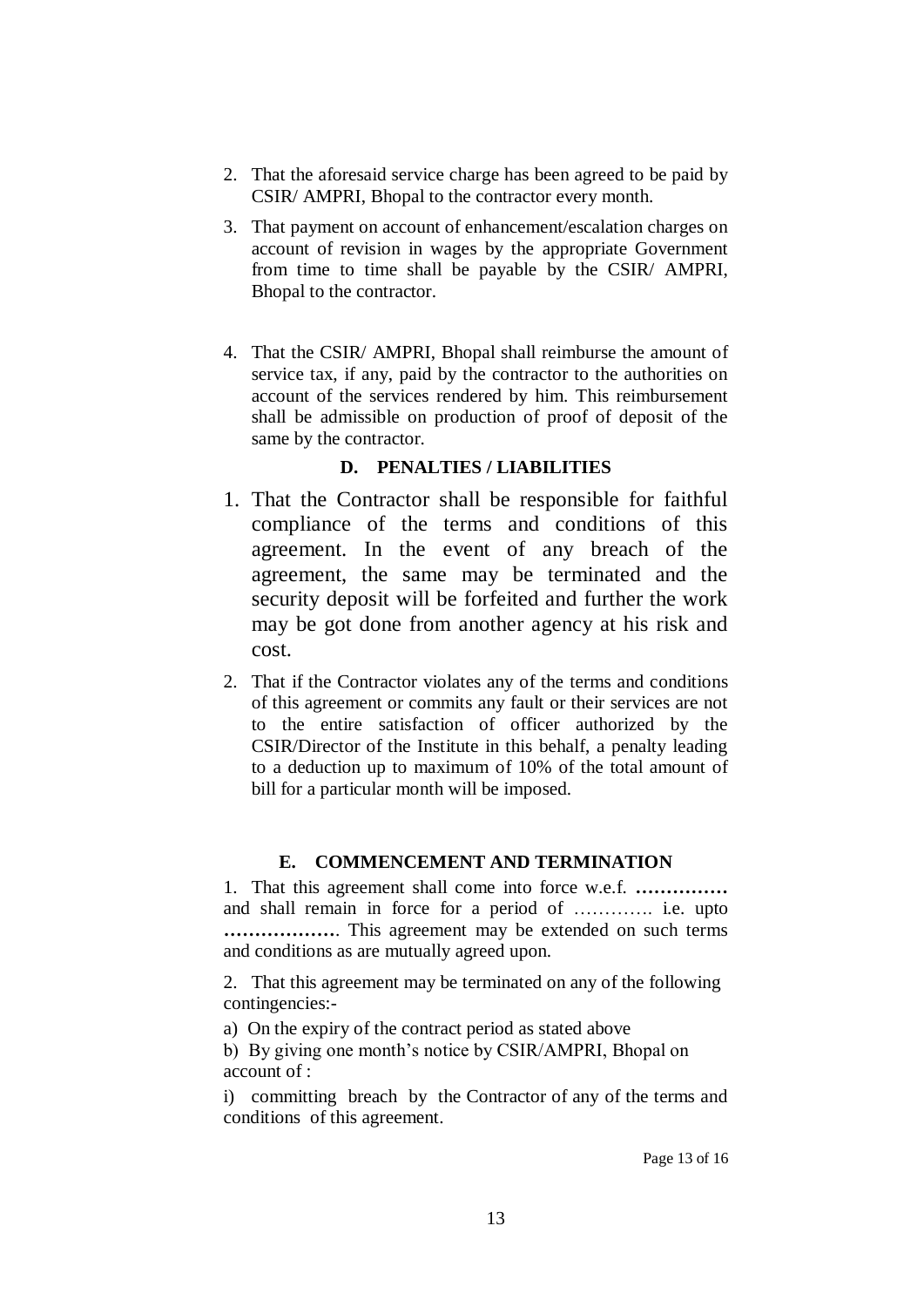2. That the aforesaid service charge has been agreed to be paid by CSIR/ AMPRI, Bhopal to the contractor every month.

3. That payment on account of enhancement/escalation charges on account of revision in wages by the appropriate Government from time to time shall be payable by the CSIR/ AMPRI, Bhopal to the contractor.

4. That the CSIR/ AMPRI, Bhopal shall reimburse the amount of service tax, if any, paid by the contractor to the authorities on account of the services rendered by him. This reimbursement shall be admissible on production of proof of deposit of the same by the contractor.

### D. PENALTIES / LIABILITIES

1. That the Contractor shall be responsible for faithful compliance of the terms and conditions of this agreement. In the event of any breach of the agreement, the same may be terminated and the security deposit will be forfeited and further the work may be got done from another agency at his risk and cost.

2. That if the Contractor violates any of the terms and conditions of this agreement or commits any fault or their services are not to the entire satisfaction of officer authorized by the CSIR/Director of the Institute in this behalf, a penalty leading to a deduction up to maximum of 10% of the total amount of bill for a particular month will be imposed.

### E. COMMENCEMENT AND TERMINATION

1. That this agreement shall come into force w.e.f. **……………** and shall remain in force for a period of …………. i.e. upto **………………**. This agreement may be extended on such terms and conditions as are mutually agreed upon.

2. That this agreement may be terminated on any of the following contingencies:-

a) On the expiry of the contract period as stated above

b) By giving one month's notice by CSIR/AMPRI, Bhopal on account of :

i) committing breach by the Contractor of any of the terms and conditions of this agreement.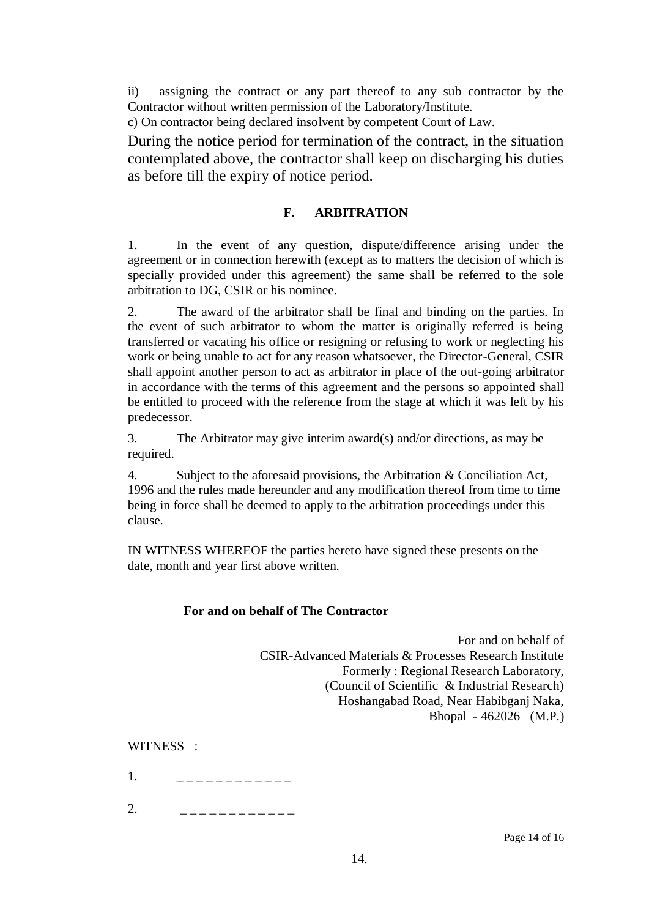ii) assigning the contract or any part thereof to any sub contractor by the Contractor without written permission of the Laboratory/Institute.

c) On contractor being declared insolvent by competent Court of Law.

During the notice period for termination of the contract, in the situation contemplated above, the contractor shall keep on discharging his duties as before till the expiry of notice period.

## F. ARBITRATION

1. In the event of any question, dispute/difference arising under the agreement or in connection herewith (except as to matters the decision of which is specially provided under this agreement) the same shall be referred to the sole arbitration to DG, CSIR or his nominee.

2. The award of the arbitrator shall be final and binding on the parties. In the event of such arbitrator to whom the matter is originally referred is being transferred or vacating his office or resigning or refusing to work or neglecting his work or being unable to act for any reason whatsoever, the Director-General, CSIR shall appoint another person to act as arbitrator in place of the out-going arbitrator in accordance with the terms of this agreement and the persons so appointed shall be entitled to proceed with the reference from the stage at which it was left by his predecessor.

3. The Arbitrator may give interim award(s) and/or directions, as may be required.

4. Subject to the aforesaid provisions, the Arbitration & Conciliation Act, 1996 and the rules made hereunder and any modification thereof from time to time being in force shall be deemed to apply to the arbitration proceedings under this clause.

IN WITNESS WHEREOF the parties hereto have signed these presents on the date, month and year first above written.

**For and on behalf of The Contractor**

For and on behalf of
CSIR-Advanced Materials & Processes Research Institute
Formerly : Regional Research Laboratory,
(Council of Scientific & Industrial Research)
Hoshangabad Road, Near Habibganj Naka,
Bhopal - 462026 (M.P.)

WITNESS :

1. _ _ _ _ _ _ _ _ _ _ _ _

2. _ _ _ _ _ _ _ _ _ _ _ _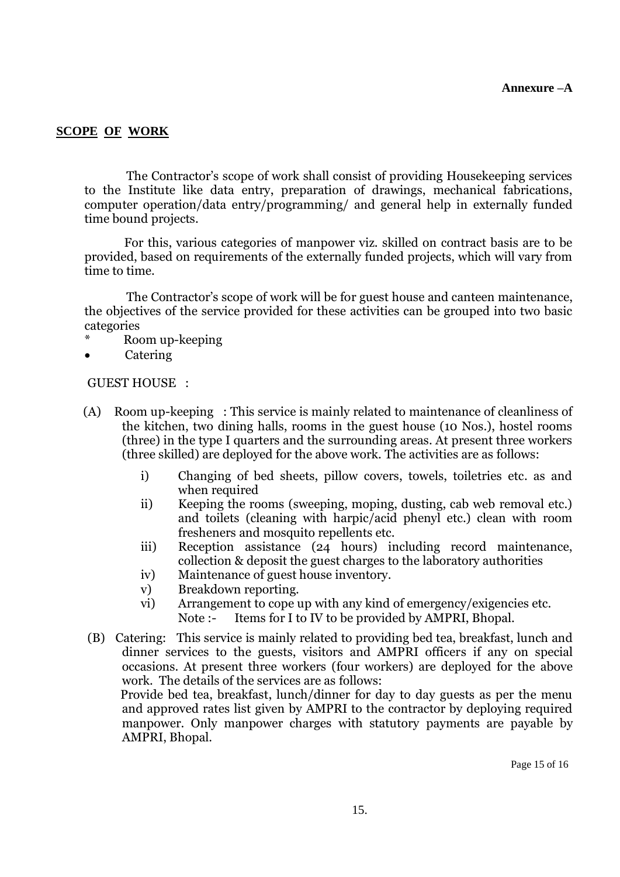**Annexure –A**

**SCOPE OF WORK**

The Contractor's scope of work shall consist of providing Housekeeping services to the Institute like data entry, preparation of drawings, mechanical fabrications, computer operation/data entry/programming/ and general help in externally funded time bound projects.

For this, various categories of manpower viz. skilled on contract basis are to be provided, based on requirements of the externally funded projects, which will vary from time to time.

The Contractor's scope of work will be for guest house and canteen maintenance, the objectives of the service provided for these activities can be grouped into two basic categories

- Room up-keeping
- Catering

GUEST HOUSE :

(A) Room up-keeping : This service is mainly related to maintenance of cleanliness of the kitchen, two dining halls, rooms in the guest house (10 Nos.), hostel rooms (three) in the type I quarters and the surrounding areas. At present three workers (three skilled) are deployed for the above work. The activities are as follows:

   i) Changing of bed sheets, pillow covers, towels, toiletries etc. as and when required
   ii) Keeping the rooms (sweeping, moping, dusting, cab web removal etc.) and toilets (cleaning with harpic/acid phenyl etc.) clean with room fresheners and mosquito repellents etc.
   iii) Reception assistance (24 hours) including record maintenance, collection & deposit the guest charges to the laboratory authorities
   iv) Maintenance of guest house inventory.
   v) Breakdown reporting.
   vi) Arrangement to cope up with any kind of emergency/exigencies etc.
   Note :- Items for I to IV to be provided by AMPRI, Bhopal.

(B) Catering: This service is mainly related to providing bed tea, breakfast, lunch and dinner services to the guests, visitors and AMPRI officers if any on special occasions. At present three workers (four workers) are deployed for the above work. The details of the services are as follows:
Provide bed tea, breakfast, lunch/dinner for day to day guests as per the menu and approved rates list given by AMPRI to the contractor by deploying required manpower. Only manpower charges with statutory payments are payable by AMPRI, Bhopal.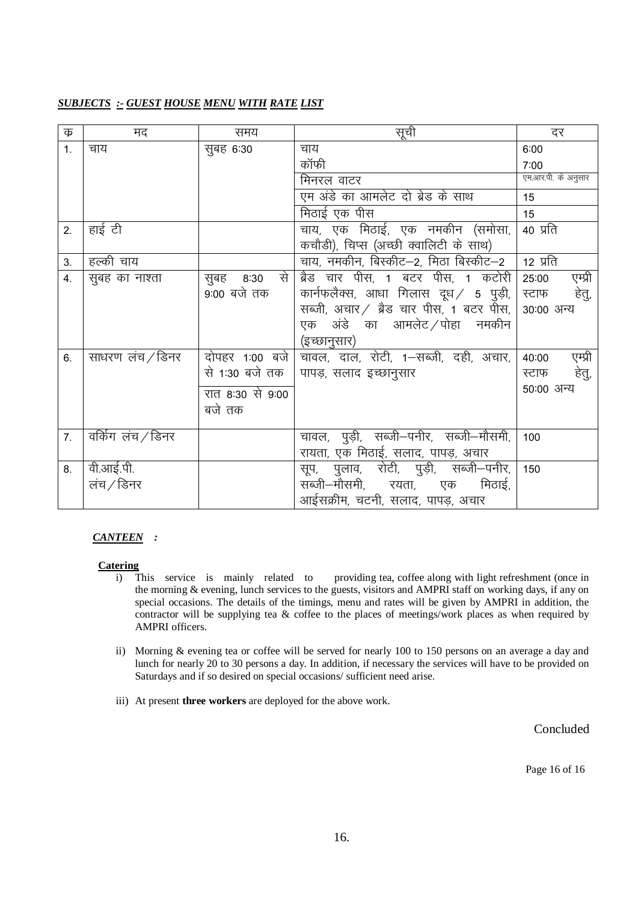***SUBJECTS :- GUEST HOUSE MENU WITH RATE LIST***

| क | मद | समय | सूची | दर |
|---|---|---|---|---|
| 1. | चाय | सुबह 6:30 | चाय | 6:00 |
| | | | कॉफी | 7:00 |
| | | | मिनरल वाटर | एम.आर.पी. के अनुसार |
| | | | एम अंडे का आमलेट दो ब्रेड के साथ | 15 |
| | | | मिठाई एक पीस | 15 |
| 2. | हाई टी | | चाय, एक मिठाई, एक नमकीन (समोसा, कचौडी), चिप्स (अच्छी क्वालिटी के साथ) | 40 प्रति |
| 3. | हल्की चाय | | चाय, नमकीन, बिस्कीट–2, मिठा बिस्कीट–2 | 12 प्रति |
| 4. | सुबह का नाश्ता | सुबह 8:30 से 9:00 बजे तक | ब्रेड चार पीस, 1 बटर पीस, 1 कटोरी कार्नफलैक्स, आधा गिलास दूध / 5 पुड़ी, सब्जी, अचार / ब्रेड चार पीस, 1 बटर पीस, एक अंडे का आमलेट / पोहा नमकीन (इच्छानुसार) | 25:00 एम्प्री स्टाफ हेतु, 30:00 अन्य |
| 6. | साधरण लंच / डिनर | दोपहर 1:00 बजे से 1:30 बजे तक<br>रात 8:30 से 9:00 बजे तक | चावल, दाल, रोटी, 1–सब्जी, दही, अचार, पापड़, सलाद इच्छानुसार | 40:00 एम्प्री स्टाफ हेतु, 50:00 अन्य |
| 7. | वर्किंग लंच / डिनर | | चावल, पुड़ी, सब्जी–पनीर, सब्जी–मौसमी, रायता, एक मिठाई, सलाद, पापड़, अचार | 100 |
| 8. | वी.आई.पी. लंच / डिनर | | सूप, पुलाव, रोटी, पुड़ी, सब्जी–पनीर, सब्जी–मौसमी, रयता, एक मिठाई, आईसक्रीम, चटनी, सलाद, पापड़, अचार | 150 |

***CANTEEN :***

**Catering**

i) This service is mainly related to providing tea, coffee along with light refreshment (once in the morning & evening, lunch services to the guests, visitors and AMPRI staff on working days, if any on special occasions. The details of the timings, menu and rates will be given by AMPRI in addition, the contractor will be supplying tea & coffee to the places of meetings/work places as when required by AMPRI officers.

ii) Morning & evening tea or coffee will be served for nearly 100 to 150 persons on an average a day and lunch for nearly 20 to 30 persons a day. In addition, if necessary the services will have to be provided on Saturdays and if so desired on special occasions/ sufficient need arise.

iii) At present **three workers** are deployed for the above work.

Concluded